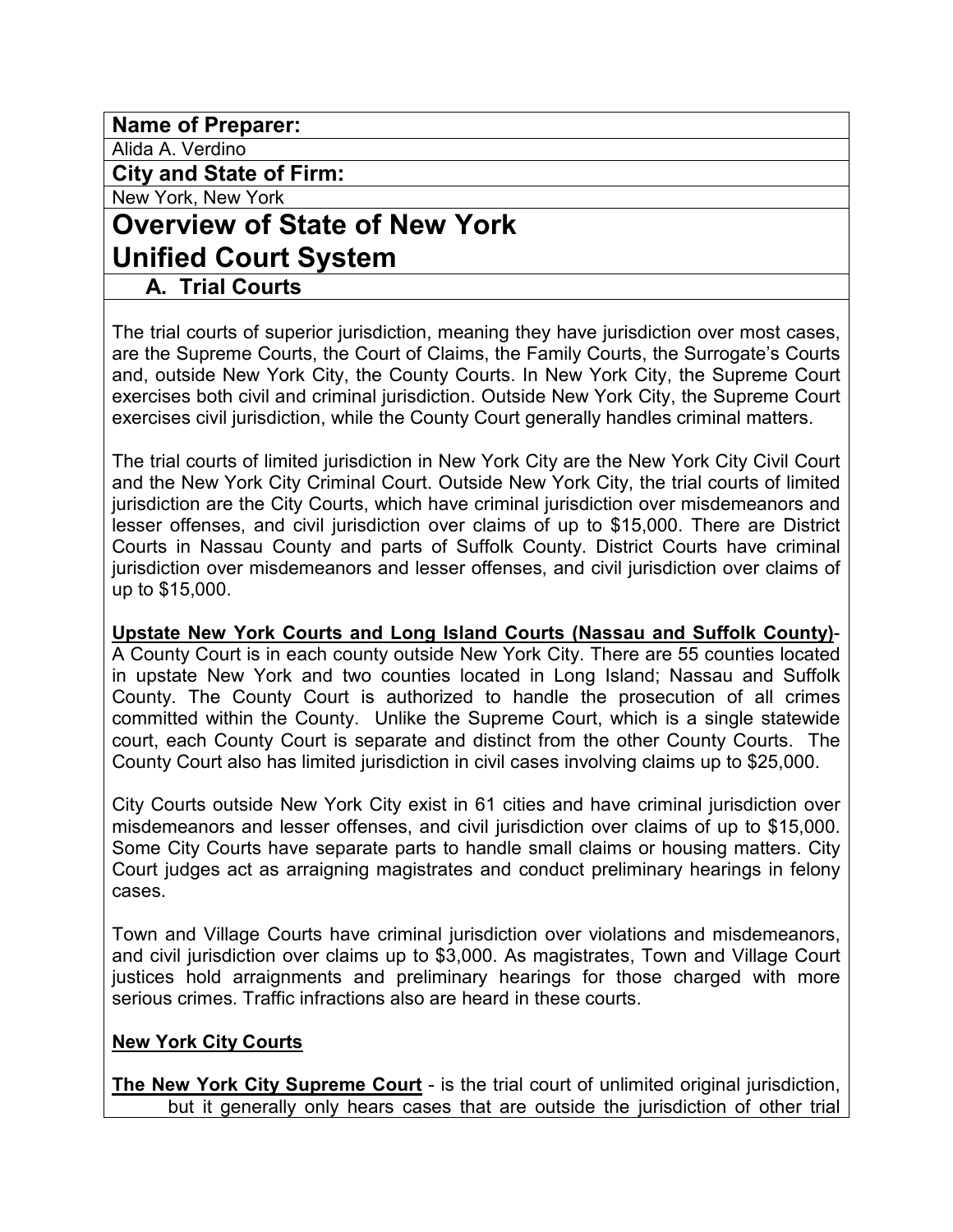**Name of Preparer:**

Alida A. Verdino

**City and State of Firm:**

New York, New York

# Overview of State of New York Unified Court System

## A. Trial Courts

The trial courts of superior jurisdiction, meaning they have jurisdiction over most cases, are the Supreme Courts, the Court of Claims, the Family Courts, the Surrogate's Courts and, outside New York City, the County Courts. In New York City, the Supreme Court exercises both civil and criminal jurisdiction. Outside New York City, the Supreme Court exercises civil jurisdiction, while the County Court generally handles criminal matters.

The trial courts of limited jurisdiction in New York City are the New York City Civil Court and the New York City Criminal Court. Outside New York City, the trial courts of limited jurisdiction are the City Courts, which have criminal jurisdiction over misdemeanors and lesser offenses, and civil jurisdiction over claims of up to $15,000. There are District Courts in Nassau County and parts of Suffolk County. District Courts have criminal jurisdiction over misdemeanors and lesser offenses, and civil jurisdiction over claims of up to $15,000.

**Upstate New York Courts and Long Island Courts (Nassau and Suffolk County)**- A County Court is in each county outside New York City. There are 55 counties located in upstate New York and two counties located in Long Island; Nassau and Suffolk County. The County Court is authorized to handle the prosecution of all crimes committed within the County. Unlike the Supreme Court, which is a single statewide court, each County Court is separate and distinct from the other County Courts. The County Court also has limited jurisdiction in civil cases involving claims up to $25,000.

City Courts outside New York City exist in 61 cities and have criminal jurisdiction over misdemeanors and lesser offenses, and civil jurisdiction over claims of up to $15,000. Some City Courts have separate parts to handle small claims or housing matters. City Court judges act as arraigning magistrates and conduct preliminary hearings in felony cases.

Town and Village Courts have criminal jurisdiction over violations and misdemeanors, and civil jurisdiction over claims up to $3,000. As magistrates, Town and Village Court justices hold arraignments and preliminary hearings for those charged with more serious crimes. Traffic infractions also are heard in these courts.

**New York City Courts**

**The New York City Supreme Court** - is the trial court of unlimited original jurisdiction, but it generally only hears cases that are outside the jurisdiction of other trial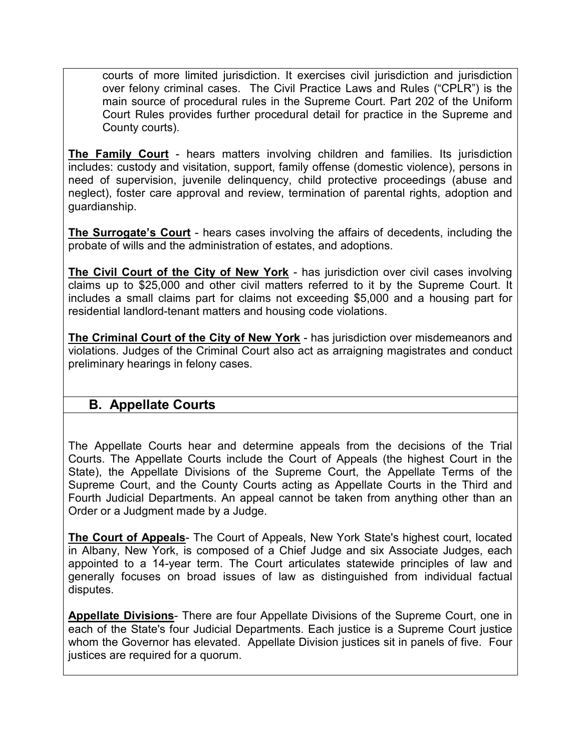courts of more limited jurisdiction. It exercises civil jurisdiction and jurisdiction over felony criminal cases. The Civil Practice Laws and Rules ("CPLR") is the main source of procedural rules in the Supreme Court. Part 202 of the Uniform Court Rules provides further procedural detail for practice in the Supreme and County courts).

**The Family Court** - hears matters involving children and families. Its jurisdiction includes: custody and visitation, support, family offense (domestic violence), persons in need of supervision, juvenile delinquency, child protective proceedings (abuse and neglect), foster care approval and review, termination of parental rights, adoption and guardianship.

**The Surrogate's Court** - hears cases involving the affairs of decedents, including the probate of wills and the administration of estates, and adoptions.

**The Civil Court of the City of New York** - has jurisdiction over civil cases involving claims up to $25,000 and other civil matters referred to it by the Supreme Court. It includes a small claims part for claims not exceeding $5,000 and a housing part for residential landlord-tenant matters and housing code violations.

**The Criminal Court of the City of New York** - has jurisdiction over misdemeanors and violations. Judges of the Criminal Court also act as arraigning magistrates and conduct preliminary hearings in felony cases.

## B. Appellate Courts

The Appellate Courts hear and determine appeals from the decisions of the Trial Courts. The Appellate Courts include the Court of Appeals (the highest Court in the State), the Appellate Divisions of the Supreme Court, the Appellate Terms of the Supreme Court, and the County Courts acting as Appellate Courts in the Third and Fourth Judicial Departments. An appeal cannot be taken from anything other than an Order or a Judgment made by a Judge.

**The Court of Appeals**- The Court of Appeals, New York State's highest court, located in Albany, New York, is composed of a Chief Judge and six Associate Judges, each appointed to a 14-year term. The Court articulates statewide principles of law and generally focuses on broad issues of law as distinguished from individual factual disputes.

**Appellate Divisions**- There are four Appellate Divisions of the Supreme Court, one in each of the State's four Judicial Departments. Each justice is a Supreme Court justice whom the Governor has elevated. Appellate Division justices sit in panels of five. Four justices are required for a quorum.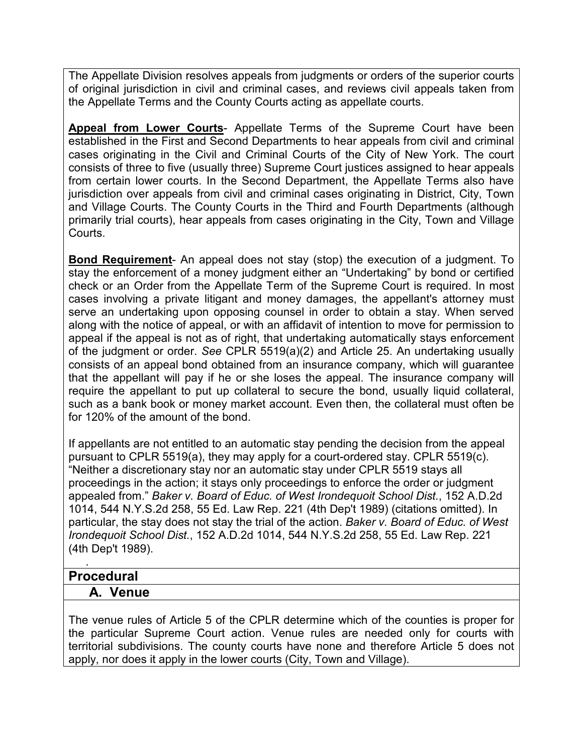The Appellate Division resolves appeals from judgments or orders of the superior courts of original jurisdiction in civil and criminal cases, and reviews civil appeals taken from the Appellate Terms and the County Courts acting as appellate courts.

**Appeal from Lower Courts**- Appellate Terms of the Supreme Court have been established in the First and Second Departments to hear appeals from civil and criminal cases originating in the Civil and Criminal Courts of the City of New York. The court consists of three to five (usually three) Supreme Court justices assigned to hear appeals from certain lower courts. In the Second Department, the Appellate Terms also have jurisdiction over appeals from civil and criminal cases originating in District, City, Town and Village Courts. The County Courts in the Third and Fourth Departments (although primarily trial courts), hear appeals from cases originating in the City, Town and Village Courts.

**Bond Requirement**- An appeal does not stay (stop) the execution of a judgment. To stay the enforcement of a money judgment either an "Undertaking" by bond or certified check or an Order from the Appellate Term of the Supreme Court is required. In most cases involving a private litigant and money damages, the appellant's attorney must serve an undertaking upon opposing counsel in order to obtain a stay. When served along with the notice of appeal, or with an affidavit of intention to move for permission to appeal if the appeal is not as of right, that undertaking automatically stays enforcement of the judgment or order. *See* CPLR 5519(a)(2) and Article 25. An undertaking usually consists of an appeal bond obtained from an insurance company, which will guarantee that the appellant will pay if he or she loses the appeal. The insurance company will require the appellant to put up collateral to secure the bond, usually liquid collateral, such as a bank book or money market account. Even then, the collateral must often be for 120% of the amount of the bond.

If appellants are not entitled to an automatic stay pending the decision from the appeal pursuant to CPLR 5519(a), they may apply for a court-ordered stay. CPLR 5519(c). "Neither a discretionary stay nor an automatic stay under CPLR 5519 stays all proceedings in the action; it stays only proceedings to enforce the order or judgment appealed from." *Baker v. Board of Educ. of West Irondequoit School Dist.*, 152 A.D.2d 1014, 544 N.Y.S.2d 258, 55 Ed. Law Rep. 221 (4th Dep't 1989) (citations omitted). In particular, the stay does not stay the trial of the action. *Baker v. Board of Educ. of West Irondequoit School Dist.*, 152 A.D.2d 1014, 544 N.Y.S.2d 258, 55 Ed. Law Rep. 221 (4th Dep't 1989).

## Procedural

### A. Venue

The venue rules of Article 5 of the CPLR determine which of the counties is proper for the particular Supreme Court action. Venue rules are needed only for courts with territorial subdivisions. The county courts have none and therefore Article 5 does not apply, nor does it apply in the lower courts (City, Town and Village).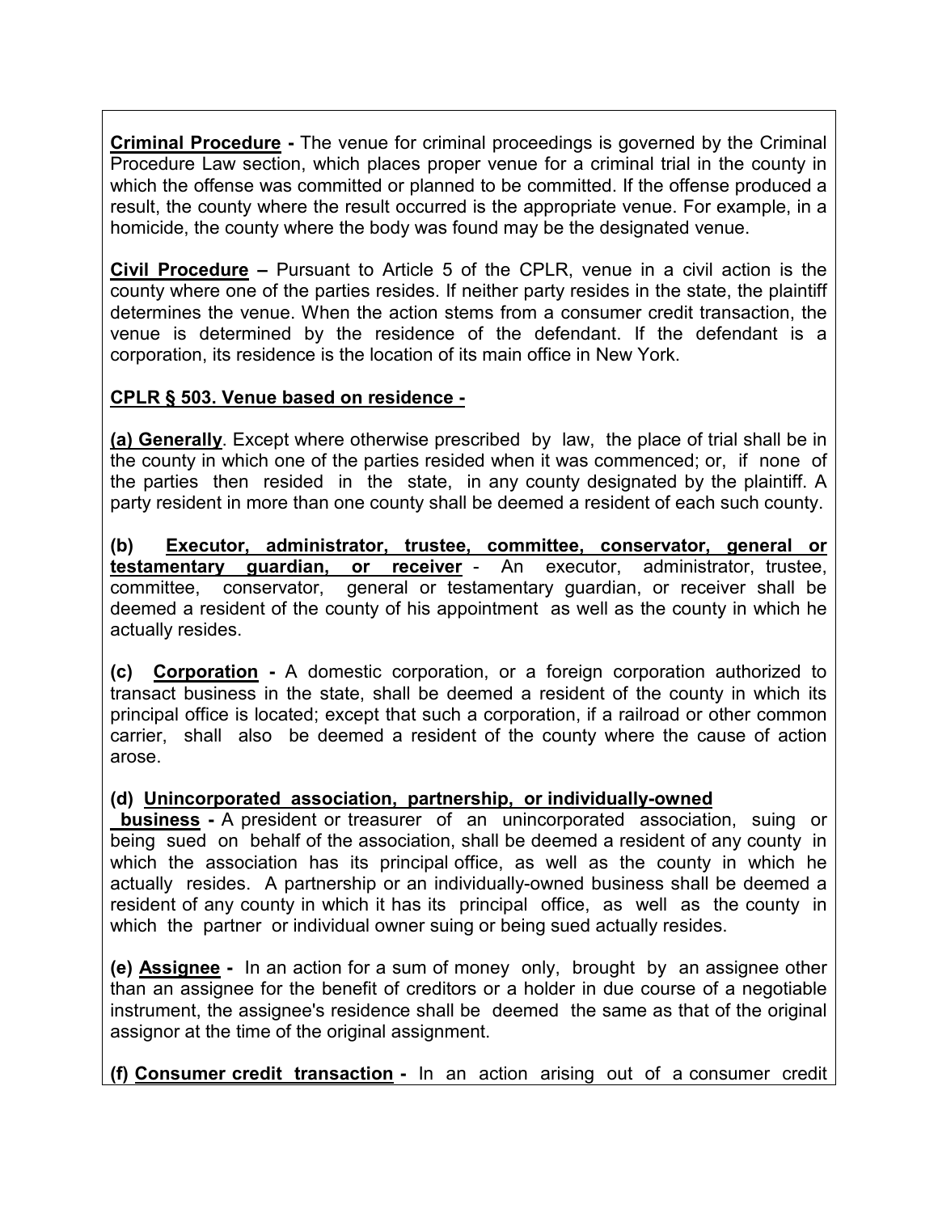**Criminal Procedure -** The venue for criminal proceedings is governed by the Criminal Procedure Law section, which places proper venue for a criminal trial in the county in which the offense was committed or planned to be committed. If the offense produced a result, the county where the result occurred is the appropriate venue. For example, in a homicide, the county where the body was found may be the designated venue.

**Civil Procedure –** Pursuant to Article 5 of the CPLR, venue in a civil action is the county where one of the parties resides. If neither party resides in the state, the plaintiff determines the venue. When the action stems from a consumer credit transaction, the venue is determined by the residence of the defendant. If the defendant is a corporation, its residence is the location of its main office in New York.

**CPLR § 503. Venue based on residence -**

**(a) Generally**. Except where otherwise prescribed by law, the place of trial shall be in the county in which one of the parties resided when it was commenced; or, if none of the parties then resided in the state, in any county designated by the plaintiff. A party resident in more than one county shall be deemed a resident of each such county.

**(b) Executor, administrator, trustee, committee, conservator, general or testamentary guardian, or receiver** - An executor, administrator, trustee, committee, conservator, general or testamentary guardian, or receiver shall be deemed a resident of the county of his appointment as well as the county in which he actually resides.

**(c) Corporation -** A domestic corporation, or a foreign corporation authorized to transact business in the state, shall be deemed a resident of the county in which its principal office is located; except that such a corporation, if a railroad or other common carrier, shall also be deemed a resident of the county where the cause of action arose.

**(d) Unincorporated association, partnership, or individually-owned business -** A president or treasurer of an unincorporated association, suing or being sued on behalf of the association, shall be deemed a resident of any county in which the association has its principal office, as well as the county in which he actually resides. A partnership or an individually-owned business shall be deemed a resident of any county in which it has its principal office, as well as the county in which the partner or individual owner suing or being sued actually resides.

**(e) Assignee -** In an action for a sum of money only, brought by an assignee other than an assignee for the benefit of creditors or a holder in due course of a negotiable instrument, the assignee's residence shall be deemed the same as that of the original assignor at the time of the original assignment.

**(f) Consumer credit transaction -** In an action arising out of a consumer credit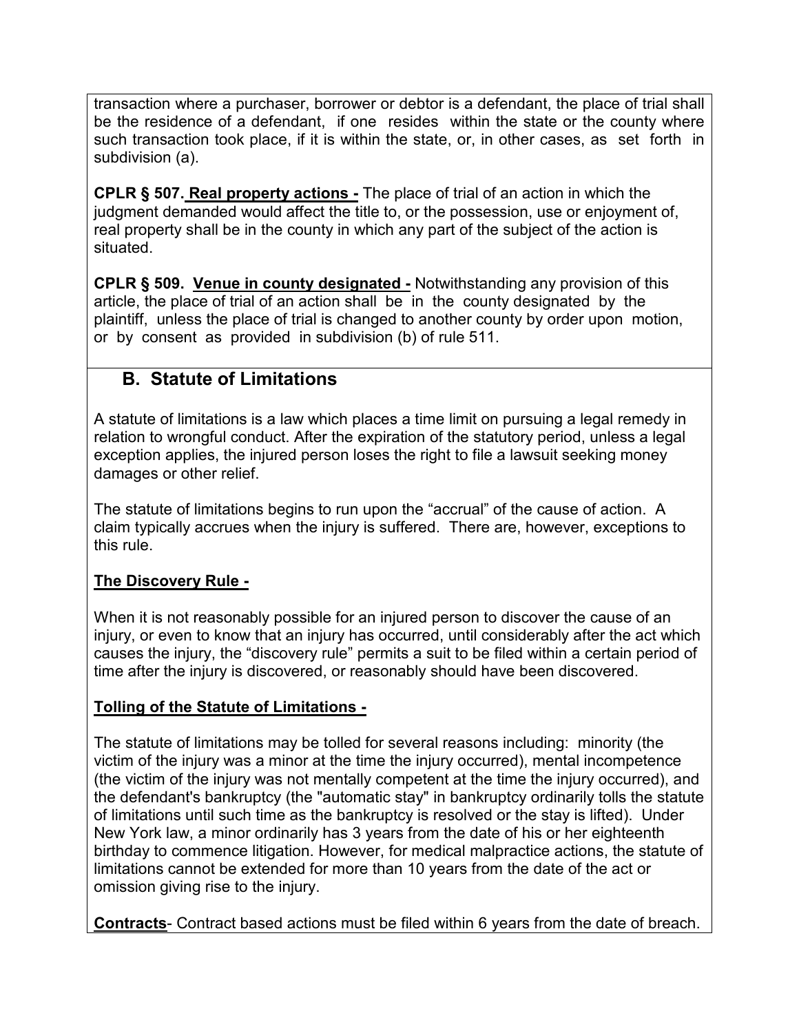transaction where a purchaser, borrower or debtor is a defendant, the place of trial shall be the residence of a defendant, if one resides within the state or the county where such transaction took place, if it is within the state, or, in other cases, as set forth in subdivision (a).

**CPLR § 507. <u>Real property actions -</u>** The place of trial of an action in which the judgment demanded would affect the title to, or the possession, use or enjoyment of, real property shall be in the county in which any part of the subject of the action is situated.

**CPLR § 509. <u>Venue in county designated -</u>** Notwithstanding any provision of this article, the place of trial of an action shall be in the county designated by the plaintiff, unless the place of trial is changed to another county by order upon motion, or by consent as provided in subdivision (b) of rule 511.

## B. Statute of Limitations

A statute of limitations is a law which places a time limit on pursuing a legal remedy in relation to wrongful conduct. After the expiration of the statutory period, unless a legal exception applies, the injured person loses the right to file a lawsuit seeking money damages or other relief.

The statute of limitations begins to run upon the "accrual" of the cause of action. A claim typically accrues when the injury is suffered. There are, however, exceptions to this rule.

**<u>The Discovery Rule -</u>**

When it is not reasonably possible for an injured person to discover the cause of an injury, or even to know that an injury has occurred, until considerably after the act which causes the injury, the "discovery rule" permits a suit to be filed within a certain period of time after the injury is discovered, or reasonably should have been discovered.

**<u>Tolling of the Statute of Limitations -</u>**

The statute of limitations may be tolled for several reasons including: minority (the victim of the injury was a minor at the time the injury occurred), mental incompetence (the victim of the injury was not mentally competent at the time the injury occurred), and the defendant's bankruptcy (the "automatic stay" in bankruptcy ordinarily tolls the statute of limitations until such time as the bankruptcy is resolved or the stay is lifted). Under New York law, a minor ordinarily has 3 years from the date of his or her eighteenth birthday to commence litigation. However, for medical malpractice actions, the statute of limitations cannot be extended for more than 10 years from the date of the act or omission giving rise to the injury.

**<u>Contracts</u>**- Contract based actions must be filed within 6 years from the date of breach.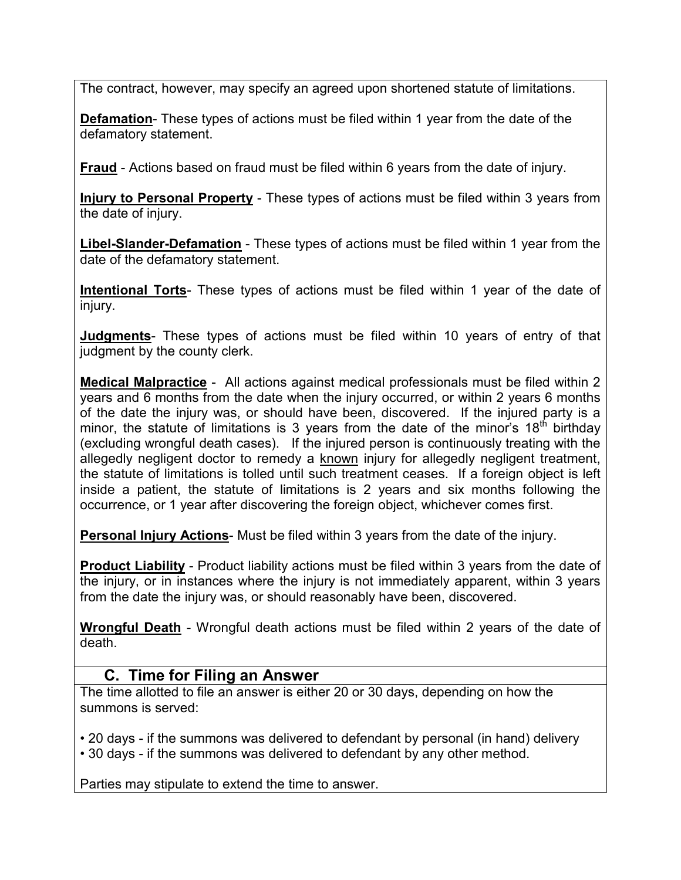The contract, however, may specify an agreed upon shortened statute of limitations.

**Defamation**- These types of actions must be filed within 1 year from the date of the defamatory statement.

**Fraud** - Actions based on fraud must be filed within 6 years from the date of injury.

**Injury to Personal Property** - These types of actions must be filed within 3 years from the date of injury.

**Libel-Slander-Defamation** - These types of actions must be filed within 1 year from the date of the defamatory statement.

**Intentional Torts**- These types of actions must be filed within 1 year of the date of injury.

**Judgments**- These types of actions must be filed within 10 years of entry of that judgment by the county clerk.

**Medical Malpractice** - All actions against medical professionals must be filed within 2 years and 6 months from the date when the injury occurred, or within 2 years 6 months of the date the injury was, or should have been, discovered. If the injured party is a minor, the statute of limitations is 3 years from the date of the minor's 18th birthday (excluding wrongful death cases). If the injured person is continuously treating with the allegedly negligent doctor to remedy a known injury for allegedly negligent treatment, the statute of limitations is tolled until such treatment ceases. If a foreign object is left inside a patient, the statute of limitations is 2 years and six months following the occurrence, or 1 year after discovering the foreign object, whichever comes first.

**Personal Injury Actions**- Must be filed within 3 years from the date of the injury.

**Product Liability** - Product liability actions must be filed within 3 years from the date of the injury, or in instances where the injury is not immediately apparent, within 3 years from the date the injury was, or should reasonably have been, discovered.

**Wrongful Death** - Wrongful death actions must be filed within 2 years of the date of death.

## C. Time for Filing an Answer

The time allotted to file an answer is either 20 or 30 days, depending on how the summons is served:

- 20 days - if the summons was delivered to defendant by personal (in hand) delivery
- 30 days - if the summons was delivered to defendant by any other method.

Parties may stipulate to extend the time to answer.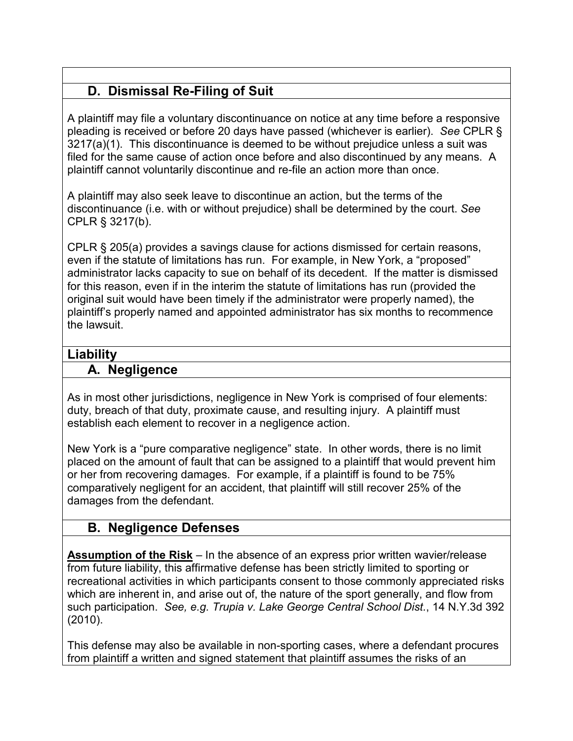### D. Dismissal Re-Filing of Suit

A plaintiff may file a voluntary discontinuance on notice at any time before a responsive pleading is received or before 20 days have passed (whichever is earlier). *See* CPLR § 3217(a)(1). This discontinuance is deemed to be without prejudice unless a suit was filed for the same cause of action once before and also discontinued by any means. A plaintiff cannot voluntarily discontinue and re-file an action more than once.

A plaintiff may also seek leave to discontinue an action, but the terms of the discontinuance (i.e. with or without prejudice) shall be determined by the court. *See* CPLR § 3217(b).

CPLR § 205(a) provides a savings clause for actions dismissed for certain reasons, even if the statute of limitations has run. For example, in New York, a "proposed" administrator lacks capacity to sue on behalf of its decedent. If the matter is dismissed for this reason, even if in the interim the statute of limitations has run (provided the original suit would have been timely if the administrator were properly named), the plaintiff's properly named and appointed administrator has six months to recommence the lawsuit.

## Liability

### A. Negligence

As in most other jurisdictions, negligence in New York is comprised of four elements: duty, breach of that duty, proximate cause, and resulting injury. A plaintiff must establish each element to recover in a negligence action.

New York is a "pure comparative negligence" state. In other words, there is no limit placed on the amount of fault that can be assigned to a plaintiff that would prevent him or her from recovering damages. For example, if a plaintiff is found to be 75% comparatively negligent for an accident, that plaintiff will still recover 25% of the damages from the defendant.

### B. Negligence Defenses

**Assumption of the Risk** – In the absence of an express prior written wavier/release from future liability, this affirmative defense has been strictly limited to sporting or recreational activities in which participants consent to those commonly appreciated risks which are inherent in, and arise out of, the nature of the sport generally, and flow from such participation. *See, e.g. Trupia v. Lake George Central School Dist.*, 14 N.Y.3d 392 (2010).

This defense may also be available in non-sporting cases, where a defendant procures from plaintiff a written and signed statement that plaintiff assumes the risks of an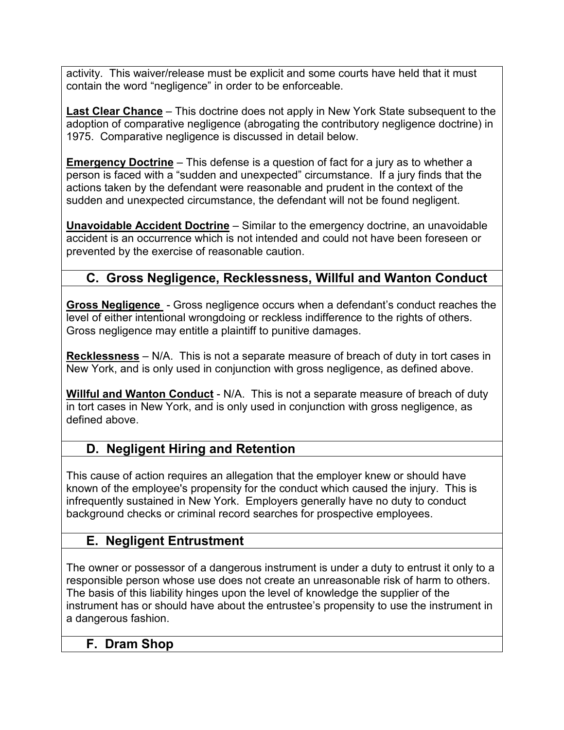activity. This waiver/release must be explicit and some courts have held that it must contain the word "negligence" in order to be enforceable.

**Last Clear Chance** – This doctrine does not apply in New York State subsequent to the adoption of comparative negligence (abrogating the contributory negligence doctrine) in 1975. Comparative negligence is discussed in detail below.

**Emergency Doctrine** – This defense is a question of fact for a jury as to whether a person is faced with a "sudden and unexpected" circumstance. If a jury finds that the actions taken by the defendant were reasonable and prudent in the context of the sudden and unexpected circumstance, the defendant will not be found negligent.

**Unavoidable Accident Doctrine** – Similar to the emergency doctrine, an unavoidable accident is an occurrence which is not intended and could not have been foreseen or prevented by the exercise of reasonable caution.

## C. Gross Negligence, Recklessness, Willful and Wanton Conduct

**Gross Negligence** - Gross negligence occurs when a defendant's conduct reaches the level of either intentional wrongdoing or reckless indifference to the rights of others. Gross negligence may entitle a plaintiff to punitive damages.

**Recklessness** – N/A. This is not a separate measure of breach of duty in tort cases in New York, and is only used in conjunction with gross negligence, as defined above.

**Willful and Wanton Conduct** - N/A. This is not a separate measure of breach of duty in tort cases in New York, and is only used in conjunction with gross negligence, as defined above.

## D. Negligent Hiring and Retention

This cause of action requires an allegation that the employer knew or should have known of the employee's propensity for the conduct which caused the injury. This is infrequently sustained in New York. Employers generally have no duty to conduct background checks or criminal record searches for prospective employees.

## E. Negligent Entrustment

The owner or possessor of a dangerous instrument is under a duty to entrust it only to a responsible person whose use does not create an unreasonable risk of harm to others. The basis of this liability hinges upon the level of knowledge the supplier of the instrument has or should have about the entrustee's propensity to use the instrument in a dangerous fashion.

## F. Dram Shop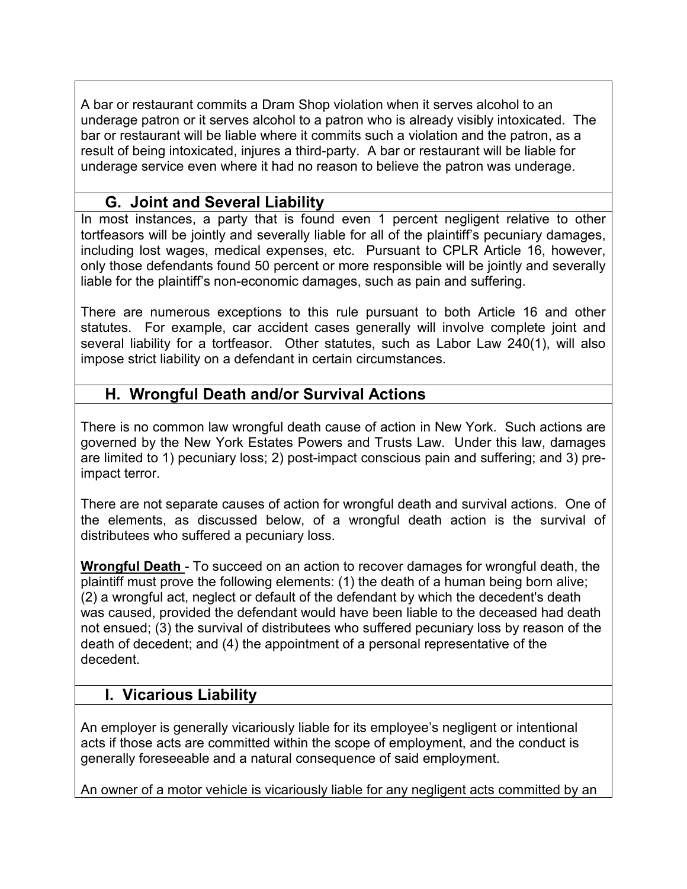A bar or restaurant commits a Dram Shop violation when it serves alcohol to an underage patron or it serves alcohol to a patron who is already visibly intoxicated. The bar or restaurant will be liable where it commits such a violation and the patron, as a result of being intoxicated, injures a third-party. A bar or restaurant will be liable for underage service even where it had no reason to believe the patron was underage.

### G. Joint and Several Liability

In most instances, a party that is found even 1 percent negligent relative to other tortfeasors will be jointly and severally liable for all of the plaintiff's pecuniary damages, including lost wages, medical expenses, etc. Pursuant to CPLR Article 16, however, only those defendants found 50 percent or more responsible will be jointly and severally liable for the plaintiff's non-economic damages, such as pain and suffering.

There are numerous exceptions to this rule pursuant to both Article 16 and other statutes. For example, car accident cases generally will involve complete joint and several liability for a tortfeasor. Other statutes, such as Labor Law 240(1), will also impose strict liability on a defendant in certain circumstances.

### H. Wrongful Death and/or Survival Actions

There is no common law wrongful death cause of action in New York. Such actions are governed by the New York Estates Powers and Trusts Law. Under this law, damages are limited to 1) pecuniary loss; 2) post-impact conscious pain and suffering; and 3) pre-impact terror.

There are not separate causes of action for wrongful death and survival actions. One of the elements, as discussed below, of a wrongful death action is the survival of distributees who suffered a pecuniary loss.

**Wrongful Death** - To succeed on an action to recover damages for wrongful death, the plaintiff must prove the following elements: (1) the death of a human being born alive; (2) a wrongful act, neglect or default of the defendant by which the decedent's death was caused, provided the defendant would have been liable to the deceased had death not ensued; (3) the survival of distributees who suffered pecuniary loss by reason of the death of decedent; and (4) the appointment of a personal representative of the decedent.

### I. Vicarious Liability

An employer is generally vicariously liable for its employee's negligent or intentional acts if those acts are committed within the scope of employment, and the conduct is generally foreseeable and a natural consequence of said employment.

An owner of a motor vehicle is vicariously liable for any negligent acts committed by an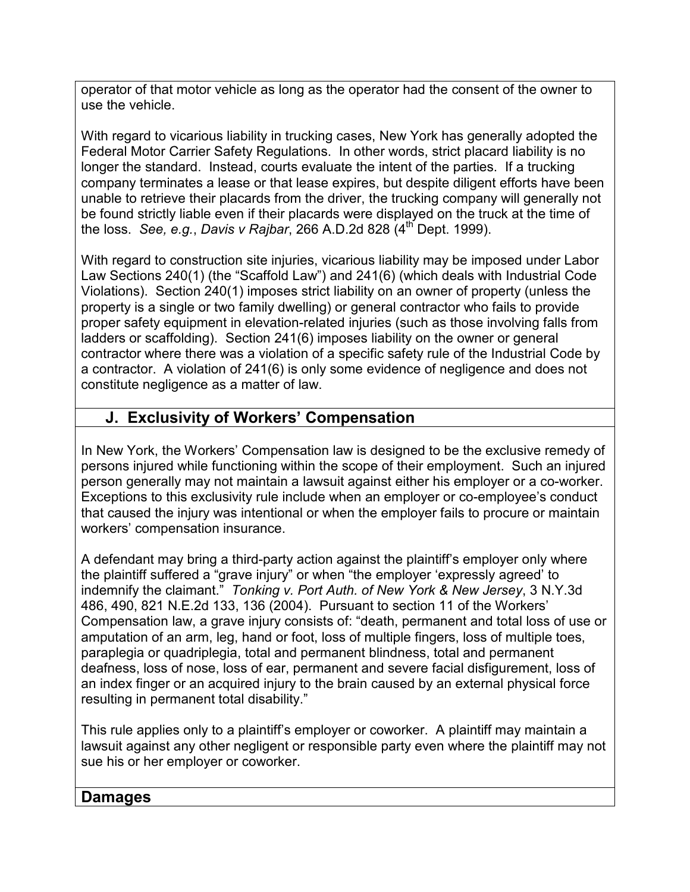operator of that motor vehicle as long as the operator had the consent of the owner to use the vehicle.

With regard to vicarious liability in trucking cases, New York has generally adopted the Federal Motor Carrier Safety Regulations. In other words, strict placard liability is no longer the standard. Instead, courts evaluate the intent of the parties. If a trucking company terminates a lease or that lease expires, but despite diligent efforts have been unable to retrieve their placards from the driver, the trucking company will generally not be found strictly liable even if their placards were displayed on the truck at the time of the loss. *See, e.g.*, *Davis v Rajbar*, 266 A.D.2d 828 (4th Dept. 1999).

With regard to construction site injuries, vicarious liability may be imposed under Labor Law Sections 240(1) (the "Scaffold Law") and 241(6) (which deals with Industrial Code Violations). Section 240(1) imposes strict liability on an owner of property (unless the property is a single or two family dwelling) or general contractor who fails to provide proper safety equipment in elevation-related injuries (such as those involving falls from ladders or scaffolding). Section 241(6) imposes liability on the owner or general contractor where there was a violation of a specific safety rule of the Industrial Code by a contractor. A violation of 241(6) is only some evidence of negligence and does not constitute negligence as a matter of law.

## J. Exclusivity of Workers' Compensation

In New York, the Workers' Compensation law is designed to be the exclusive remedy of persons injured while functioning within the scope of their employment. Such an injured person generally may not maintain a lawsuit against either his employer or a co-worker. Exceptions to this exclusivity rule include when an employer or co-employee's conduct that caused the injury was intentional or when the employer fails to procure or maintain workers' compensation insurance.

A defendant may bring a third-party action against the plaintiff's employer only where the plaintiff suffered a "grave injury" or when "the employer 'expressly agreed' to indemnify the claimant." *Tonking v. Port Auth. of New York & New Jersey*, 3 N.Y.3d 486, 490, 821 N.E.2d 133, 136 (2004). Pursuant to section 11 of the Workers' Compensation law, a grave injury consists of: "death, permanent and total loss of use or amputation of an arm, leg, hand or foot, loss of multiple fingers, loss of multiple toes, paraplegia or quadriplegia, total and permanent blindness, total and permanent deafness, loss of nose, loss of ear, permanent and severe facial disfigurement, loss of an index finger or an acquired injury to the brain caused by an external physical force resulting in permanent total disability."

This rule applies only to a plaintiff's employer or coworker. A plaintiff may maintain a lawsuit against any other negligent or responsible party even where the plaintiff may not sue his or her employer or coworker.

## Damages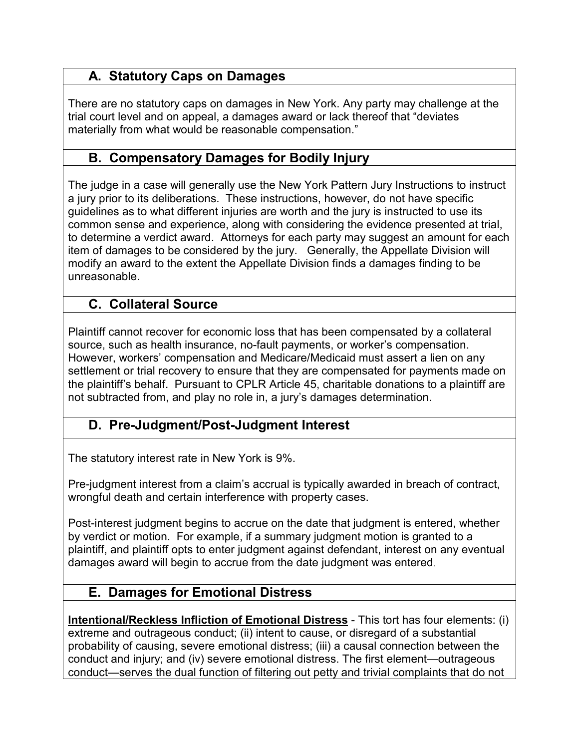## A. Statutory Caps on Damages

There are no statutory caps on damages in New York. Any party may challenge at the trial court level and on appeal, a damages award or lack thereof that "deviates materially from what would be reasonable compensation."

## B. Compensatory Damages for Bodily Injury

The judge in a case will generally use the New York Pattern Jury Instructions to instruct a jury prior to its deliberations. These instructions, however, do not have specific guidelines as to what different injuries are worth and the jury is instructed to use its common sense and experience, along with considering the evidence presented at trial, to determine a verdict award. Attorneys for each party may suggest an amount for each item of damages to be considered by the jury. Generally, the Appellate Division will modify an award to the extent the Appellate Division finds a damages finding to be unreasonable.

## C. Collateral Source

Plaintiff cannot recover for economic loss that has been compensated by a collateral source, such as health insurance, no-fault payments, or worker's compensation. However, workers' compensation and Medicare/Medicaid must assert a lien on any settlement or trial recovery to ensure that they are compensated for payments made on the plaintiff's behalf. Pursuant to CPLR Article 45, charitable donations to a plaintiff are not subtracted from, and play no role in, a jury's damages determination.

## D. Pre-Judgment/Post-Judgment Interest

The statutory interest rate in New York is 9%.

Pre-judgment interest from a claim's accrual is typically awarded in breach of contract, wrongful death and certain interference with property cases.

Post-interest judgment begins to accrue on the date that judgment is entered, whether by verdict or motion. For example, if a summary judgment motion is granted to a plaintiff, and plaintiff opts to enter judgment against defendant, interest on any eventual damages award will begin to accrue from the date judgment was entered.

## E. Damages for Emotional Distress

**Intentional/Reckless Infliction of Emotional Distress** - This tort has four elements: (i) extreme and outrageous conduct; (ii) intent to cause, or disregard of a substantial probability of causing, severe emotional distress; (iii) a causal connection between the conduct and injury; and (iv) severe emotional distress. The first element—outrageous conduct—serves the dual function of filtering out petty and trivial complaints that do not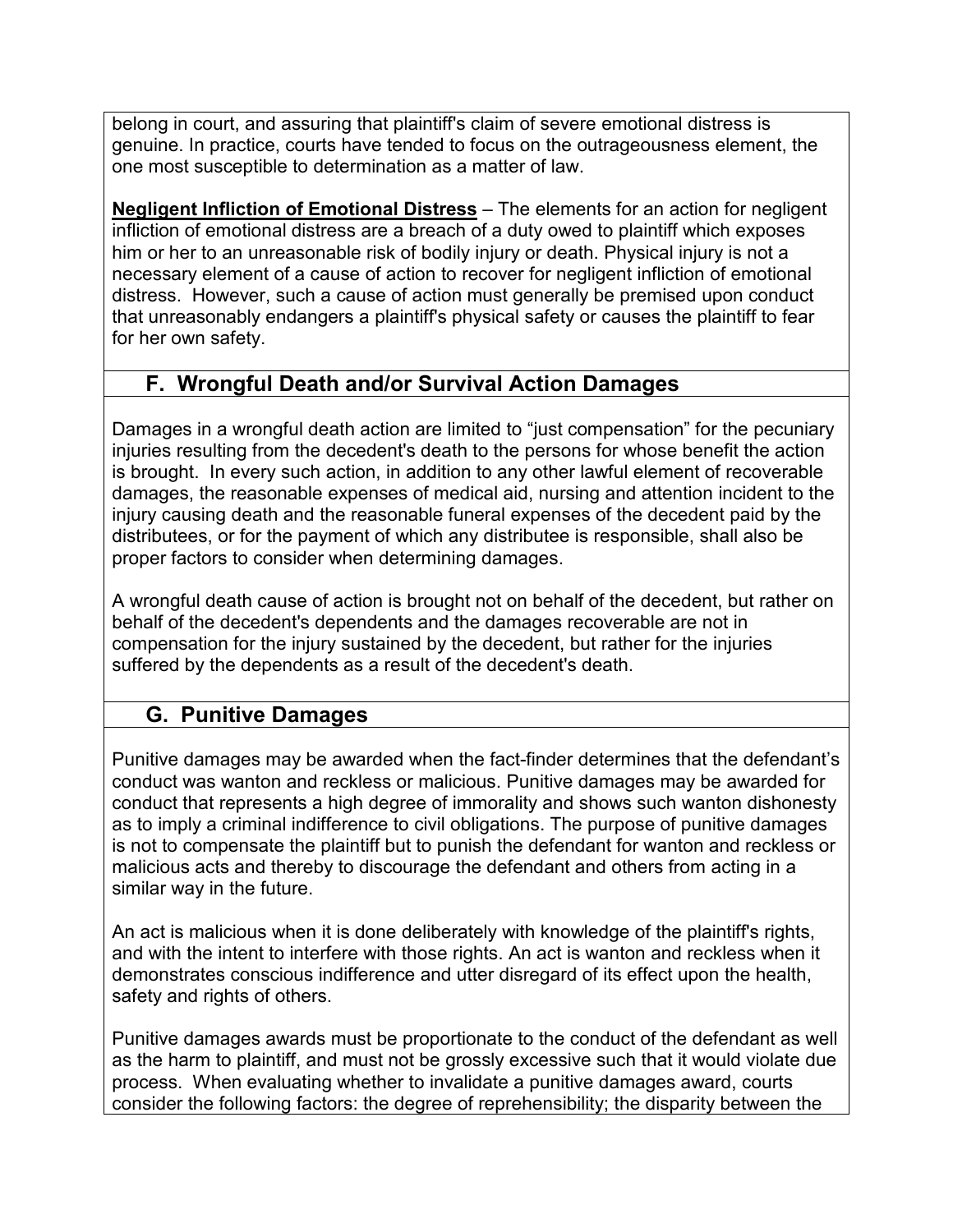belong in court, and assuring that plaintiff's claim of severe emotional distress is genuine. In practice, courts have tended to focus on the outrageousness element, the one most susceptible to determination as a matter of law.

**Negligent Infliction of Emotional Distress** – The elements for an action for negligent infliction of emotional distress are a breach of a duty owed to plaintiff which exposes him or her to an unreasonable risk of bodily injury or death. Physical injury is not a necessary element of a cause of action to recover for negligent infliction of emotional distress. However, such a cause of action must generally be premised upon conduct that unreasonably endangers a plaintiff's physical safety or causes the plaintiff to fear for her own safety.

## F. Wrongful Death and/or Survival Action Damages

Damages in a wrongful death action are limited to "just compensation" for the pecuniary injuries resulting from the decedent's death to the persons for whose benefit the action is brought. In every such action, in addition to any other lawful element of recoverable damages, the reasonable expenses of medical aid, nursing and attention incident to the injury causing death and the reasonable funeral expenses of the decedent paid by the distributees, or for the payment of which any distributee is responsible, shall also be proper factors to consider when determining damages.

A wrongful death cause of action is brought not on behalf of the decedent, but rather on behalf of the decedent's dependents and the damages recoverable are not in compensation for the injury sustained by the decedent, but rather for the injuries suffered by the dependents as a result of the decedent's death.

## G. Punitive Damages

Punitive damages may be awarded when the fact-finder determines that the defendant's conduct was wanton and reckless or malicious. Punitive damages may be awarded for conduct that represents a high degree of immorality and shows such wanton dishonesty as to imply a criminal indifference to civil obligations. The purpose of punitive damages is not to compensate the plaintiff but to punish the defendant for wanton and reckless or malicious acts and thereby to discourage the defendant and others from acting in a similar way in the future.

An act is malicious when it is done deliberately with knowledge of the plaintiff's rights, and with the intent to interfere with those rights. An act is wanton and reckless when it demonstrates conscious indifference and utter disregard of its effect upon the health, safety and rights of others.

Punitive damages awards must be proportionate to the conduct of the defendant as well as the harm to plaintiff, and must not be grossly excessive such that it would violate due process. When evaluating whether to invalidate a punitive damages award, courts consider the following factors: the degree of reprehensibility; the disparity between the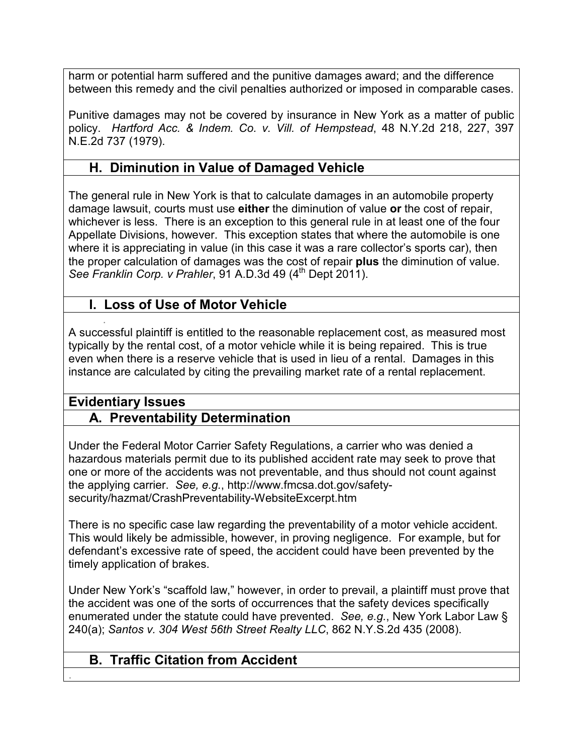harm or potential harm suffered and the punitive damages award; and the difference between this remedy and the civil penalties authorized or imposed in comparable cases.

Punitive damages may not be covered by insurance in New York as a matter of public policy. *Hartford Acc. & Indem. Co. v. Vill. of Hempstead*, 48 N.Y.2d 218, 227, 397 N.E.2d 737 (1979).

### H. Diminution in Value of Damaged Vehicle

The general rule in New York is that to calculate damages in an automobile property damage lawsuit, courts must use **either** the diminution of value **or** the cost of repair, whichever is less. There is an exception to this general rule in at least one of the four Appellate Divisions, however. This exception states that where the automobile is one where it is appreciating in value (in this case it was a rare collector's sports car), then the proper calculation of damages was the cost of repair **plus** the diminution of value. *See Franklin Corp. v Prahler*, 91 A.D.3d 49 (4th Dept 2011).

### I. Loss of Use of Motor Vehicle

A successful plaintiff is entitled to the reasonable replacement cost, as measured most typically by the rental cost, of a motor vehicle while it is being repaired. This is true even when there is a reserve vehicle that is used in lieu of a rental. Damages in this instance are calculated by citing the prevailing market rate of a rental replacement.

## Evidentiary Issues

### A. Preventability Determination

Under the Federal Motor Carrier Safety Regulations, a carrier who was denied a hazardous materials permit due to its published accident rate may seek to prove that one or more of the accidents was not preventable, and thus should not count against the applying carrier. *See, e.g.*, http://www.fmcsa.dot.gov/safety-security/hazmat/CrashPreventability-WebsiteExcerpt.htm

There is no specific case law regarding the preventability of a motor vehicle accident. This would likely be admissible, however, in proving negligence. For example, but for defendant's excessive rate of speed, the accident could have been prevented by the timely application of brakes.

Under New York's "scaffold law," however, in order to prevail, a plaintiff must prove that the accident was one of the sorts of occurrences that the safety devices specifically enumerated under the statute could have prevented. *See, e.g.*, New York Labor Law § 240(a); *Santos v. 304 West 56th Street Realty LLC*, 862 N.Y.S.2d 435 (2008).

### B. Traffic Citation from Accident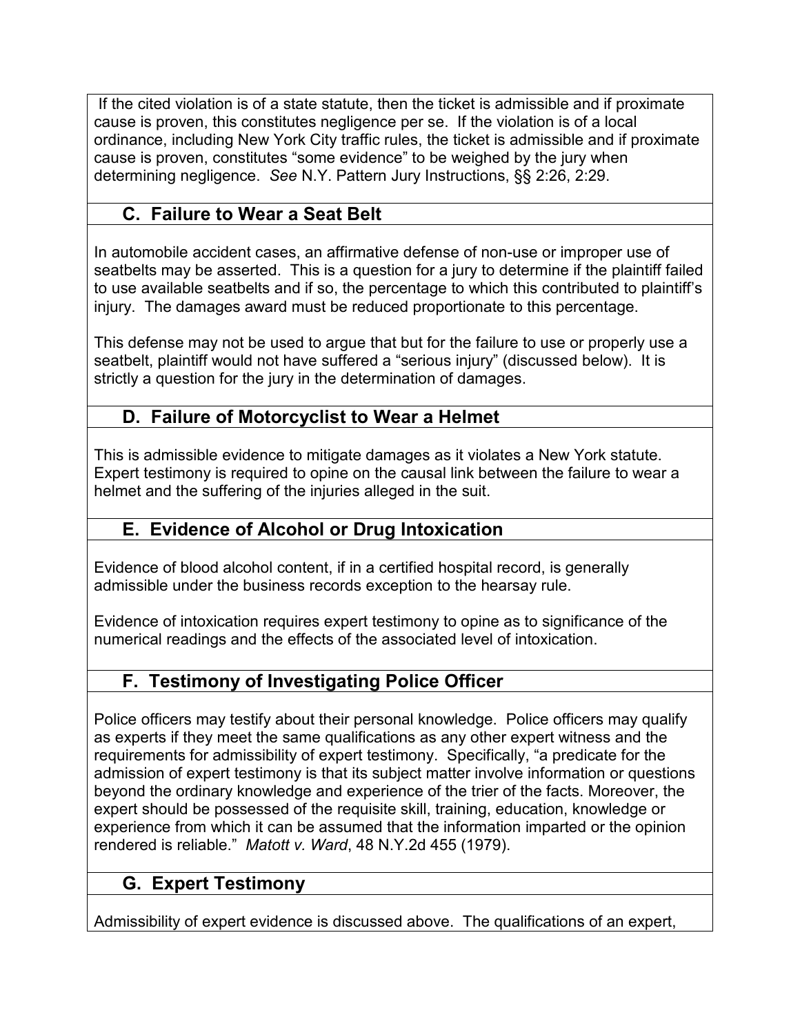If the cited violation is of a state statute, then the ticket is admissible and if proximate cause is proven, this constitutes negligence per se. If the violation is of a local ordinance, including New York City traffic rules, the ticket is admissible and if proximate cause is proven, constitutes "some evidence" to be weighed by the jury when determining negligence. *See* N.Y. Pattern Jury Instructions, §§ 2:26, 2:29.

## C. Failure to Wear a Seat Belt

In automobile accident cases, an affirmative defense of non-use or improper use of seatbelts may be asserted. This is a question for a jury to determine if the plaintiff failed to use available seatbelts and if so, the percentage to which this contributed to plaintiff's injury. The damages award must be reduced proportionate to this percentage.

This defense may not be used to argue that but for the failure to use or properly use a seatbelt, plaintiff would not have suffered a "serious injury" (discussed below). It is strictly a question for the jury in the determination of damages.

## D. Failure of Motorcyclist to Wear a Helmet

This is admissible evidence to mitigate damages as it violates a New York statute. Expert testimony is required to opine on the causal link between the failure to wear a helmet and the suffering of the injuries alleged in the suit.

## E. Evidence of Alcohol or Drug Intoxication

Evidence of blood alcohol content, if in a certified hospital record, is generally admissible under the business records exception to the hearsay rule.

Evidence of intoxication requires expert testimony to opine as to significance of the numerical readings and the effects of the associated level of intoxication.

## F. Testimony of Investigating Police Officer

Police officers may testify about their personal knowledge. Police officers may qualify as experts if they meet the same qualifications as any other expert witness and the requirements for admissibility of expert testimony. Specifically, "a predicate for the admission of expert testimony is that its subject matter involve information or questions beyond the ordinary knowledge and experience of the trier of the facts. Moreover, the expert should be possessed of the requisite skill, training, education, knowledge or experience from which it can be assumed that the information imparted or the opinion rendered is reliable." *Matott v. Ward*, 48 N.Y.2d 455 (1979).

## G. Expert Testimony

Admissibility of expert evidence is discussed above. The qualifications of an expert,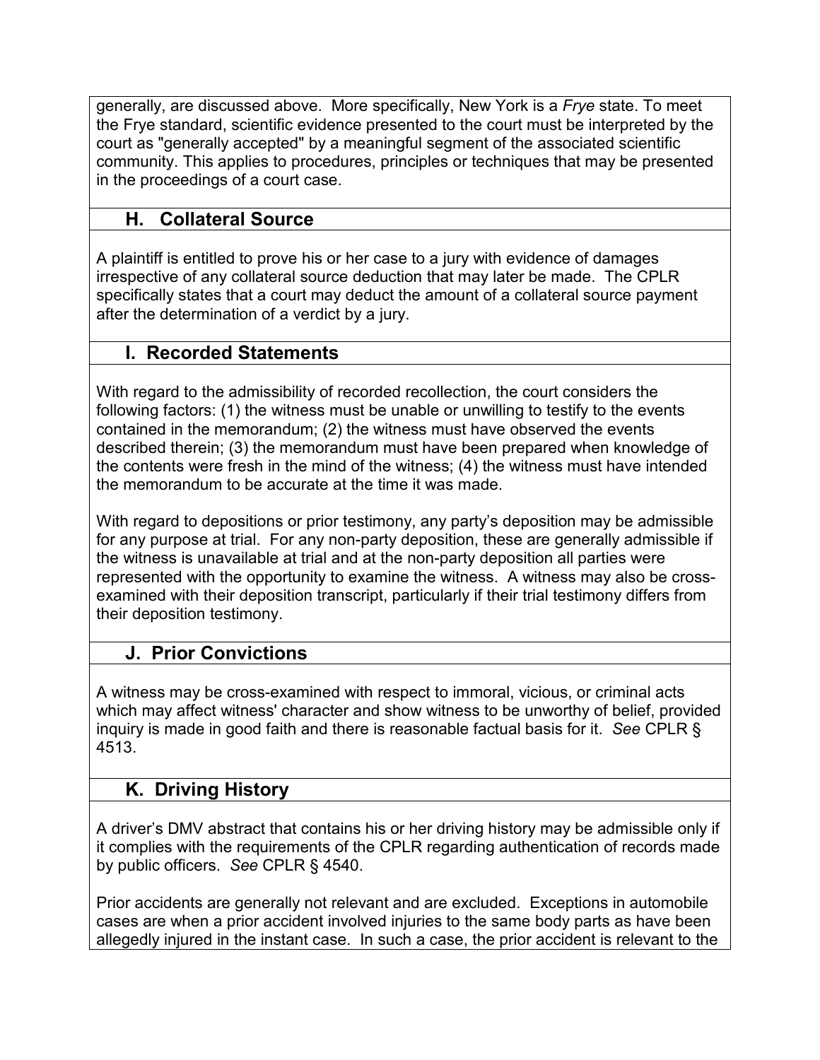generally, are discussed above. More specifically, New York is a *Frye* state. To meet the Frye standard, scientific evidence presented to the court must be interpreted by the court as "generally accepted" by a meaningful segment of the associated scientific community. This applies to procedures, principles or techniques that may be presented in the proceedings of a court case.

## H. Collateral Source

A plaintiff is entitled to prove his or her case to a jury with evidence of damages irrespective of any collateral source deduction that may later be made. The CPLR specifically states that a court may deduct the amount of a collateral source payment after the determination of a verdict by a jury.

## I. Recorded Statements

With regard to the admissibility of recorded recollection, the court considers the following factors: (1) the witness must be unable or unwilling to testify to the events contained in the memorandum; (2) the witness must have observed the events described therein; (3) the memorandum must have been prepared when knowledge of the contents were fresh in the mind of the witness; (4) the witness must have intended the memorandum to be accurate at the time it was made.

With regard to depositions or prior testimony, any party's deposition may be admissible for any purpose at trial. For any non-party deposition, these are generally admissible if the witness is unavailable at trial and at the non-party deposition all parties were represented with the opportunity to examine the witness. A witness may also be cross-examined with their deposition transcript, particularly if their trial testimony differs from their deposition testimony.

## J. Prior Convictions

A witness may be cross-examined with respect to immoral, vicious, or criminal acts which may affect witness' character and show witness to be unworthy of belief, provided inquiry is made in good faith and there is reasonable factual basis for it. *See* CPLR § 4513.

## K. Driving History

A driver's DMV abstract that contains his or her driving history may be admissible only if it complies with the requirements of the CPLR regarding authentication of records made by public officers. *See* CPLR § 4540.

Prior accidents are generally not relevant and are excluded. Exceptions in automobile cases are when a prior accident involved injuries to the same body parts as have been allegedly injured in the instant case. In such a case, the prior accident is relevant to the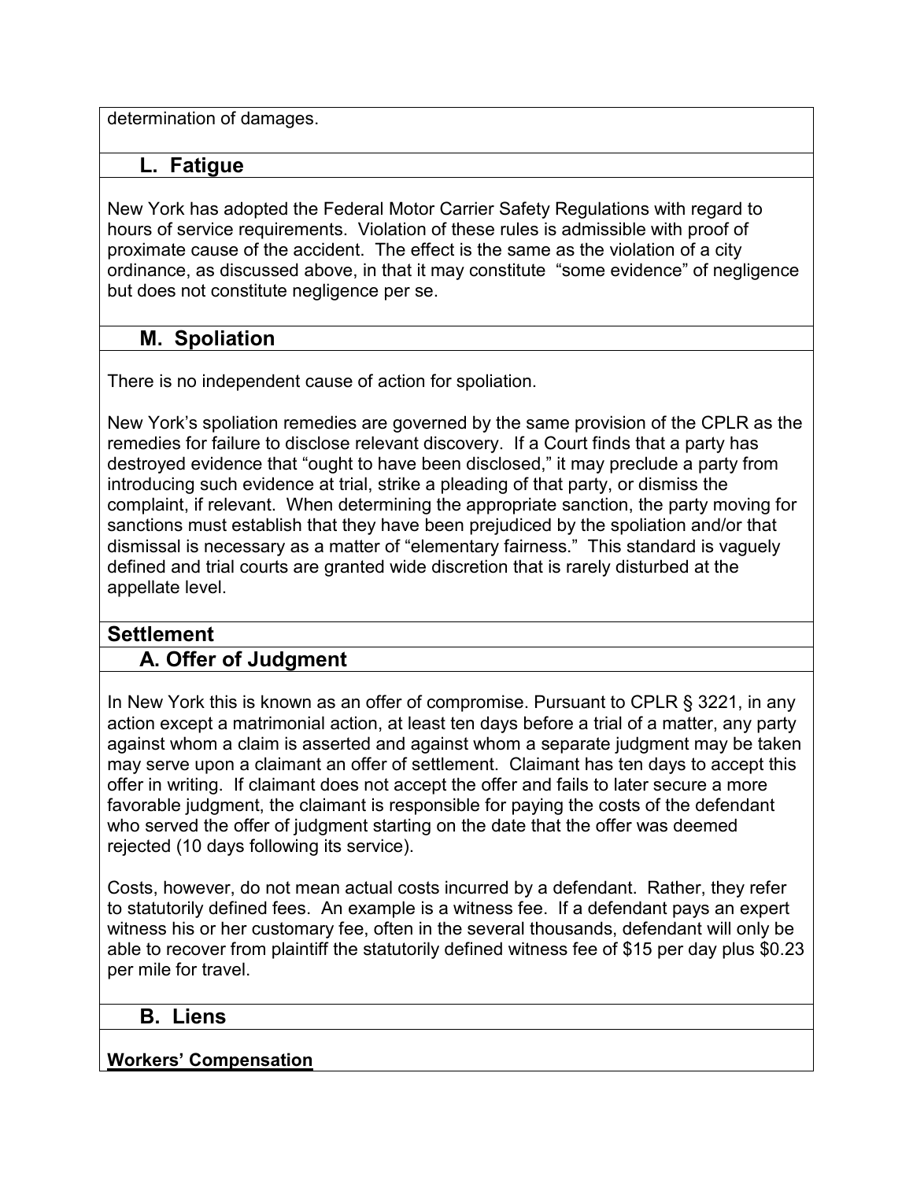determination of damages.

### L. Fatigue

New York has adopted the Federal Motor Carrier Safety Regulations with regard to hours of service requirements. Violation of these rules is admissible with proof of proximate cause of the accident. The effect is the same as the violation of a city ordinance, as discussed above, in that it may constitute "some evidence" of negligence but does not constitute negligence per se.

### M. Spoliation

There is no independent cause of action for spoliation.

New York's spoliation remedies are governed by the same provision of the CPLR as the remedies for failure to disclose relevant discovery. If a Court finds that a party has destroyed evidence that "ought to have been disclosed," it may preclude a party from introducing such evidence at trial, strike a pleading of that party, or dismiss the complaint, if relevant. When determining the appropriate sanction, the party moving for sanctions must establish that they have been prejudiced by the spoliation and/or that dismissal is necessary as a matter of "elementary fairness." This standard is vaguely defined and trial courts are granted wide discretion that is rarely disturbed at the appellate level.

## Settlement

### A. Offer of Judgment

In New York this is known as an offer of compromise. Pursuant to CPLR § 3221, in any action except a matrimonial action, at least ten days before a trial of a matter, any party against whom a claim is asserted and against whom a separate judgment may be taken may serve upon a claimant an offer of settlement. Claimant has ten days to accept this offer in writing. If claimant does not accept the offer and fails to later secure a more favorable judgment, the claimant is responsible for paying the costs of the defendant who served the offer of judgment starting on the date that the offer was deemed rejected (10 days following its service).

Costs, however, do not mean actual costs incurred by a defendant. Rather, they refer to statutorily defined fees. An example is a witness fee. If a defendant pays an expert witness his or her customary fee, often in the several thousands, defendant will only be able to recover from plaintiff the statutorily defined witness fee of $15 per day plus $0.23 per mile for travel.

### B. Liens

**Workers' Compensation**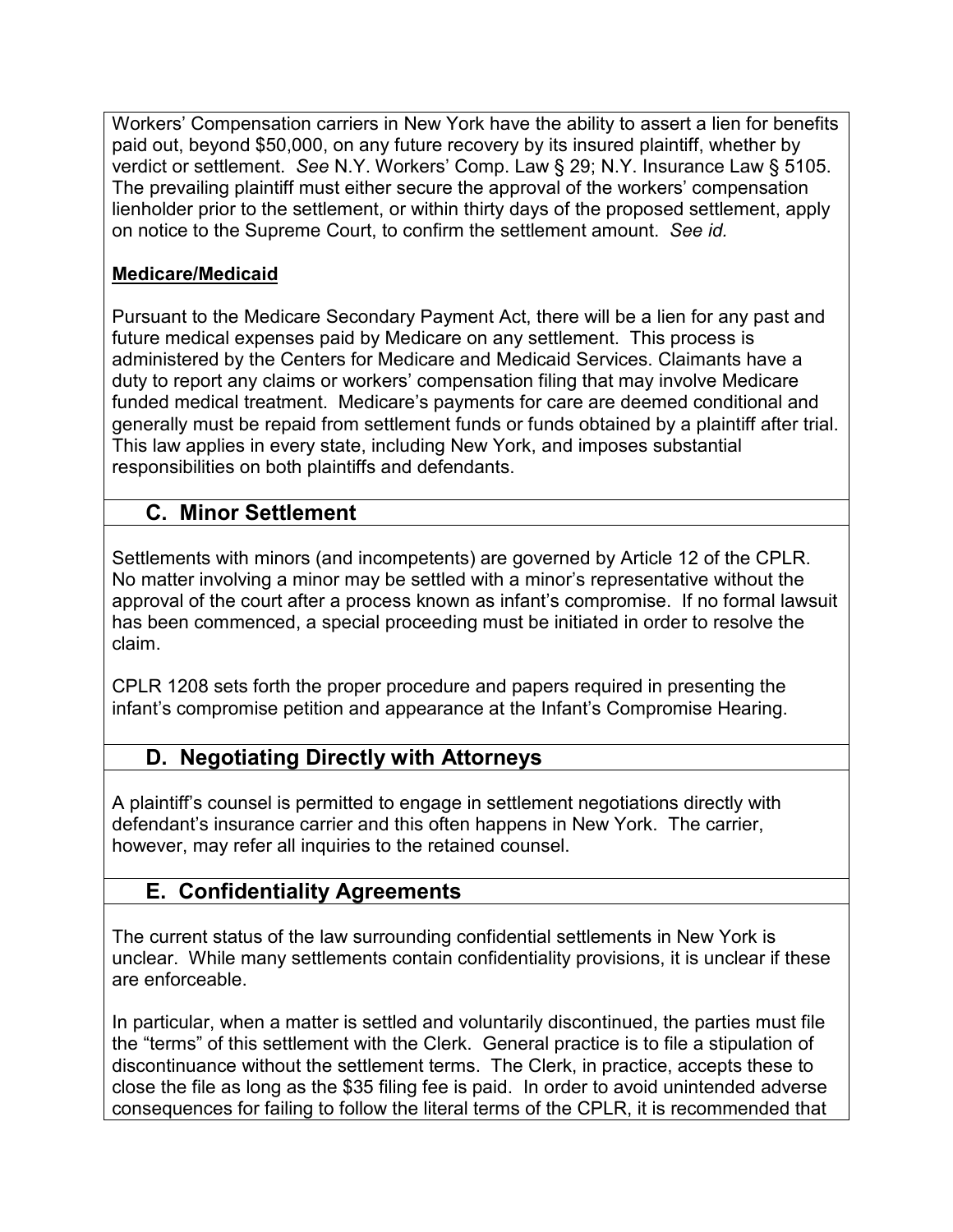Workers' Compensation carriers in New York have the ability to assert a lien for benefits paid out, beyond $50,000, on any future recovery by its insured plaintiff, whether by verdict or settlement. *See* N.Y. Workers' Comp. Law § 29; N.Y. Insurance Law § 5105. The prevailing plaintiff must either secure the approval of the workers' compensation lienholder prior to the settlement, or within thirty days of the proposed settlement, apply on notice to the Supreme Court, to confirm the settlement amount. *See id.*

**Medicare/Medicaid**

Pursuant to the Medicare Secondary Payment Act, there will be a lien for any past and future medical expenses paid by Medicare on any settlement. This process is administered by the Centers for Medicare and Medicaid Services. Claimants have a duty to report any claims or workers' compensation filing that may involve Medicare funded medical treatment. Medicare's payments for care are deemed conditional and generally must be repaid from settlement funds or funds obtained by a plaintiff after trial. This law applies in every state, including New York, and imposes substantial responsibilities on both plaintiffs and defendants.

## C. Minor Settlement

Settlements with minors (and incompetents) are governed by Article 12 of the CPLR. No matter involving a minor may be settled with a minor's representative without the approval of the court after a process known as infant's compromise. If no formal lawsuit has been commenced, a special proceeding must be initiated in order to resolve the claim.

CPLR 1208 sets forth the proper procedure and papers required in presenting the infant's compromise petition and appearance at the Infant's Compromise Hearing.

## D. Negotiating Directly with Attorneys

A plaintiff's counsel is permitted to engage in settlement negotiations directly with defendant's insurance carrier and this often happens in New York. The carrier, however, may refer all inquiries to the retained counsel.

## E. Confidentiality Agreements

The current status of the law surrounding confidential settlements in New York is unclear. While many settlements contain confidentiality provisions, it is unclear if these are enforceable.

In particular, when a matter is settled and voluntarily discontinued, the parties must file the "terms" of this settlement with the Clerk. General practice is to file a stipulation of discontinuance without the settlement terms. The Clerk, in practice, accepts these to close the file as long as the $35 filing fee is paid. In order to avoid unintended adverse consequences for failing to follow the literal terms of the CPLR, it is recommended that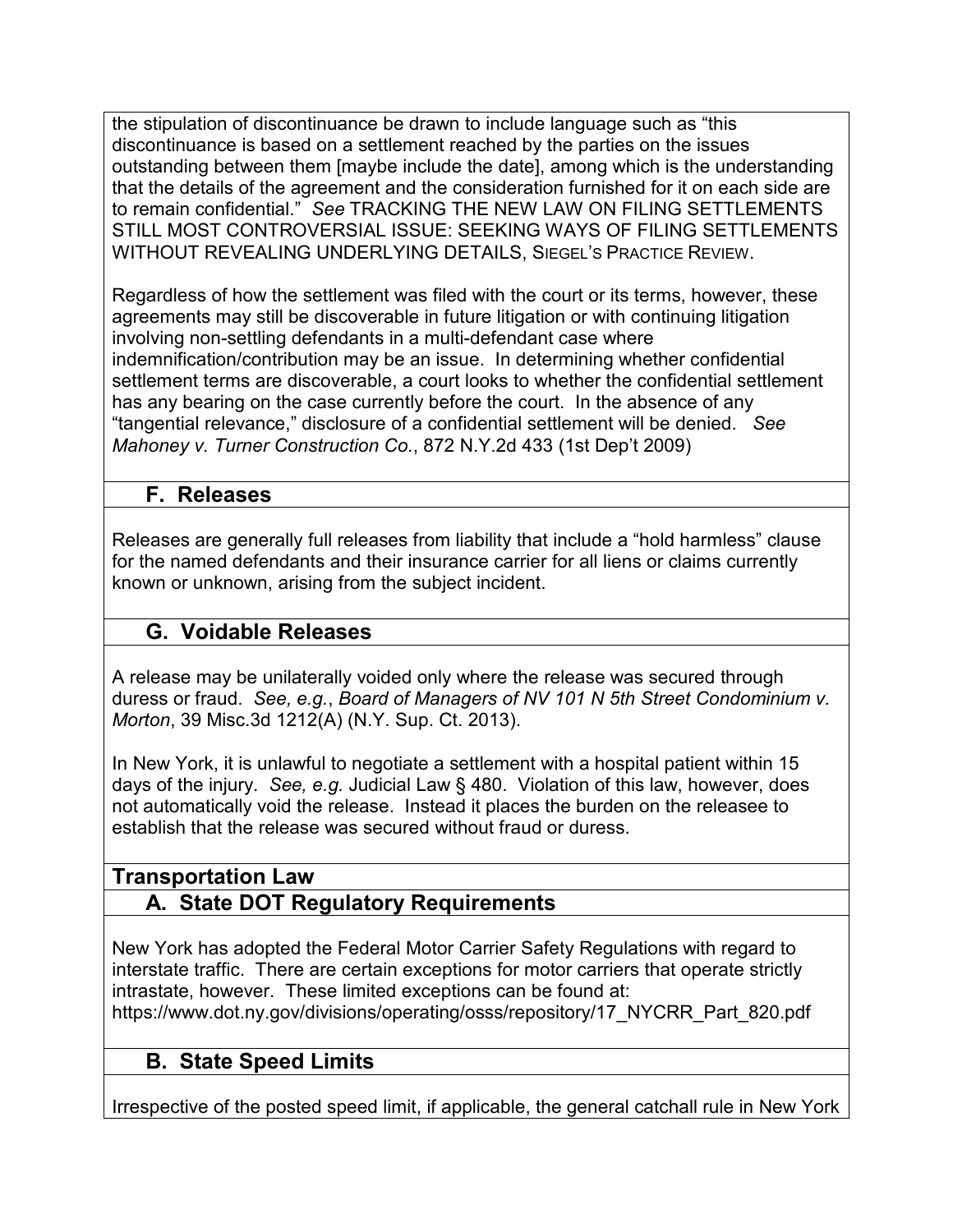the stipulation of discontinuance be drawn to include language such as "this discontinuance is based on a settlement reached by the parties on the issues outstanding between them [maybe include the date], among which is the understanding that the details of the agreement and the consideration furnished for it on each side are to remain confidential." *See* TRACKING THE NEW LAW ON FILING SETTLEMENTS STILL MOST CONTROVERSIAL ISSUE: SEEKING WAYS OF FILING SETTLEMENTS WITHOUT REVEALING UNDERLYING DETAILS, SIEGEL'S PRACTICE REVIEW.

Regardless of how the settlement was filed with the court or its terms, however, these agreements may still be discoverable in future litigation or with continuing litigation involving non-settling defendants in a multi-defendant case where indemnification/contribution may be an issue. In determining whether confidential settlement terms are discoverable, a court looks to whether the confidential settlement has any bearing on the case currently before the court. In the absence of any "tangential relevance," disclosure of a confidential settlement will be denied. *See Mahoney v. Turner Construction Co.*, 872 N.Y.2d 433 (1st Dep't 2009)

### F. Releases

Releases are generally full releases from liability that include a "hold harmless" clause for the named defendants and their insurance carrier for all liens or claims currently known or unknown, arising from the subject incident.

### G. Voidable Releases

A release may be unilaterally voided only where the release was secured through duress or fraud. *See, e.g.*, *Board of Managers of NV 101 N 5th Street Condominium v. Morton*, 39 Misc.3d 1212(A) (N.Y. Sup. Ct. 2013).

In New York, it is unlawful to negotiate a settlement with a hospital patient within 15 days of the injury. *See, e.g.* Judicial Law § 480. Violation of this law, however, does not automatically void the release. Instead it places the burden on the releasee to establish that the release was secured without fraud or duress.

## Transportation Law

### A. State DOT Regulatory Requirements

New York has adopted the Federal Motor Carrier Safety Regulations with regard to interstate traffic. There are certain exceptions for motor carriers that operate strictly intrastate, however. These limited exceptions can be found at: https://www.dot.ny.gov/divisions/operating/osss/repository/17_NYCRR_Part_820.pdf

### B. State Speed Limits

Irrespective of the posted speed limit, if applicable, the general catchall rule in New York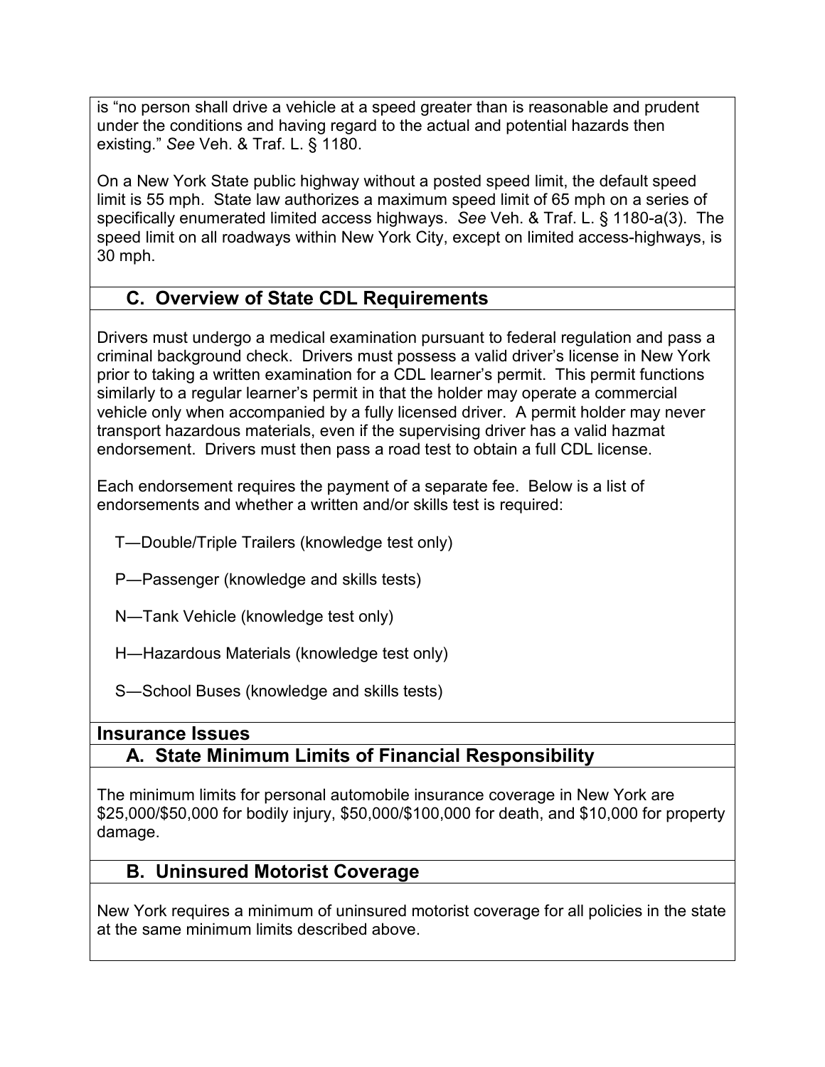is "no person shall drive a vehicle at a speed greater than is reasonable and prudent under the conditions and having regard to the actual and potential hazards then existing." *See* Veh. & Traf. L. § 1180.

On a New York State public highway without a posted speed limit, the default speed limit is 55 mph. State law authorizes a maximum speed limit of 65 mph on a series of specifically enumerated limited access highways. *See* Veh. & Traf. L. § 1180-a(3). The speed limit on all roadways within New York City, except on limited access-highways, is 30 mph.

### C. Overview of State CDL Requirements

Drivers must undergo a medical examination pursuant to federal regulation and pass a criminal background check. Drivers must possess a valid driver's license in New York prior to taking a written examination for a CDL learner's permit. This permit functions similarly to a regular learner's permit in that the holder may operate a commercial vehicle only when accompanied by a fully licensed driver. A permit holder may never transport hazardous materials, even if the supervising driver has a valid hazmat endorsement. Drivers must then pass a road test to obtain a full CDL license.

Each endorsement requires the payment of a separate fee. Below is a list of endorsements and whether a written and/or skills test is required:

T—Double/Triple Trailers (knowledge test only)

P—Passenger (knowledge and skills tests)

N—Tank Vehicle (knowledge test only)

H—Hazardous Materials (knowledge test only)

S—School Buses (knowledge and skills tests)

## Insurance Issues

### A. State Minimum Limits of Financial Responsibility

The minimum limits for personal automobile insurance coverage in New York are $25,000/$50,000 for bodily injury, $50,000/$100,000 for death, and $10,000 for property damage.

### B. Uninsured Motorist Coverage

New York requires a minimum of uninsured motorist coverage for all policies in the state at the same minimum limits described above.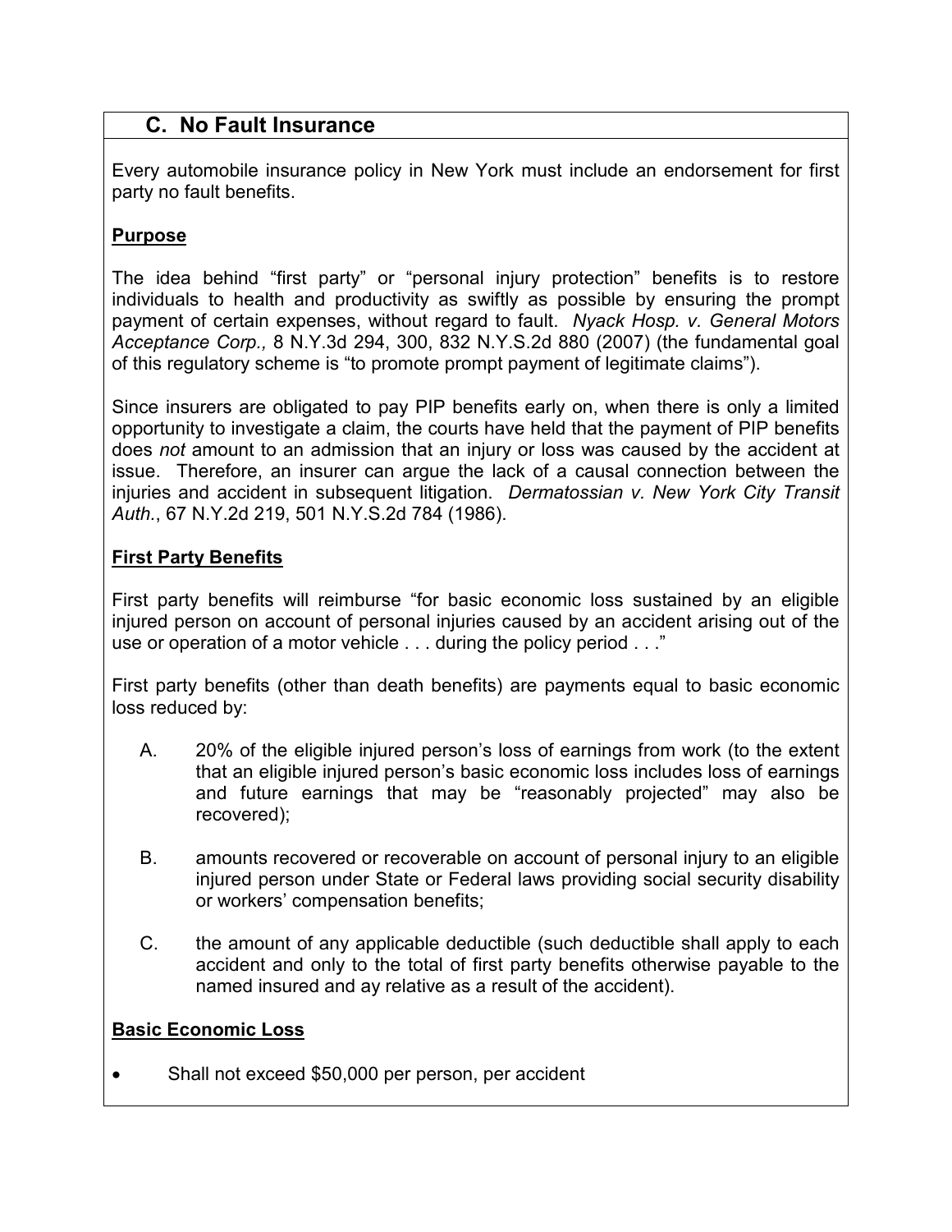## C. No Fault Insurance

Every automobile insurance policy in New York must include an endorsement for first party no fault benefits.

**Purpose**

The idea behind “first party” or “personal injury protection” benefits is to restore individuals to health and productivity as swiftly as possible by ensuring the prompt payment of certain expenses, without regard to fault. *Nyack Hosp. v. General Motors Acceptance Corp.,* 8 N.Y.3d 294, 300, 832 N.Y.S.2d 880 (2007) (the fundamental goal of this regulatory scheme is “to promote prompt payment of legitimate claims”).

Since insurers are obligated to pay PIP benefits early on, when there is only a limited opportunity to investigate a claim, the courts have held that the payment of PIP benefits does *not* amount to an admission that an injury or loss was caused by the accident at issue. Therefore, an insurer can argue the lack of a causal connection between the injuries and accident in subsequent litigation. *Dermatossian v. New York City Transit Auth.*, 67 N.Y.2d 219, 501 N.Y.S.2d 784 (1986).

**First Party Benefits**

First party benefits will reimburse “for basic economic loss sustained by an eligible injured person on account of personal injuries caused by an accident arising out of the use or operation of a motor vehicle . . . during the policy period . . .”

First party benefits (other than death benefits) are payments equal to basic economic loss reduced by:

A. 20% of the eligible injured person’s loss of earnings from work (to the extent that an eligible injured person’s basic economic loss includes loss of earnings and future earnings that may be “reasonably projected” may also be recovered);

B. amounts recovered or recoverable on account of personal injury to an eligible injured person under State or Federal laws providing social security disability or workers’ compensation benefits;

C. the amount of any applicable deductible (such deductible shall apply to each accident and only to the total of first party benefits otherwise payable to the named insured and ay relative as a result of the accident).

**Basic Economic Loss**

- Shall not exceed $50,000 per person, per accident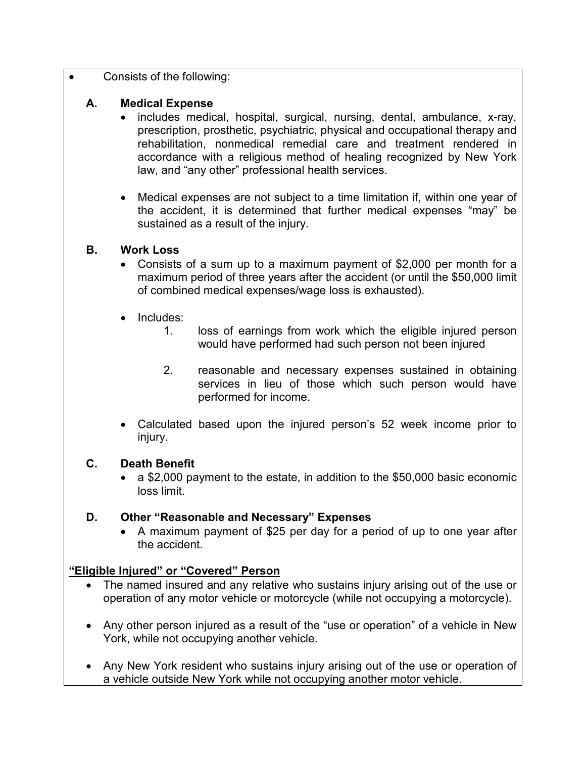- Consists of the following:

  **A. Medical Expense**

  - includes medical, hospital, surgical, nursing, dental, ambulance, x-ray, prescription, prosthetic, psychiatric, physical and occupational therapy and rehabilitation, nonmedical remedial care and treatment rendered in accordance with a religious method of healing recognized by New York law, and “any other” professional health services.
  - Medical expenses are not subject to a time limitation if, within one year of the accident, it is determined that further medical expenses “may” be sustained as a result of the injury.

  **B. Work Loss**

  - Consists of a sum up to a maximum payment of $2,000 per month for a maximum period of three years after the accident (or until the $50,000 limit of combined medical expenses/wage loss is exhausted).
  - Includes:
    1. loss of earnings from work which the eligible injured person would have performed had such person not been injured
    2. reasonable and necessary expenses sustained in obtaining services in lieu of those which such person would have performed for income.
  - Calculated based upon the injured person’s 52 week income prior to injury.

  **C. Death Benefit**

  - a $2,000 payment to the estate, in addition to the $50,000 basic economic loss limit.

  **D. Other “Reasonable and Necessary” Expenses**

  - A maximum payment of $25 per day for a period of up to one year after the accident.

**<u>“Eligible Injured” or “Covered” Person</u>**

- The named insured and any relative who sustains injury arising out of the use or operation of any motor vehicle or motorcycle (while not occupying a motorcycle).
- Any other person injured as a result of the “use or operation” of a vehicle in New York, while not occupying another vehicle.
- Any New York resident who sustains injury arising out of the use or operation of a vehicle outside New York while not occupying another motor vehicle.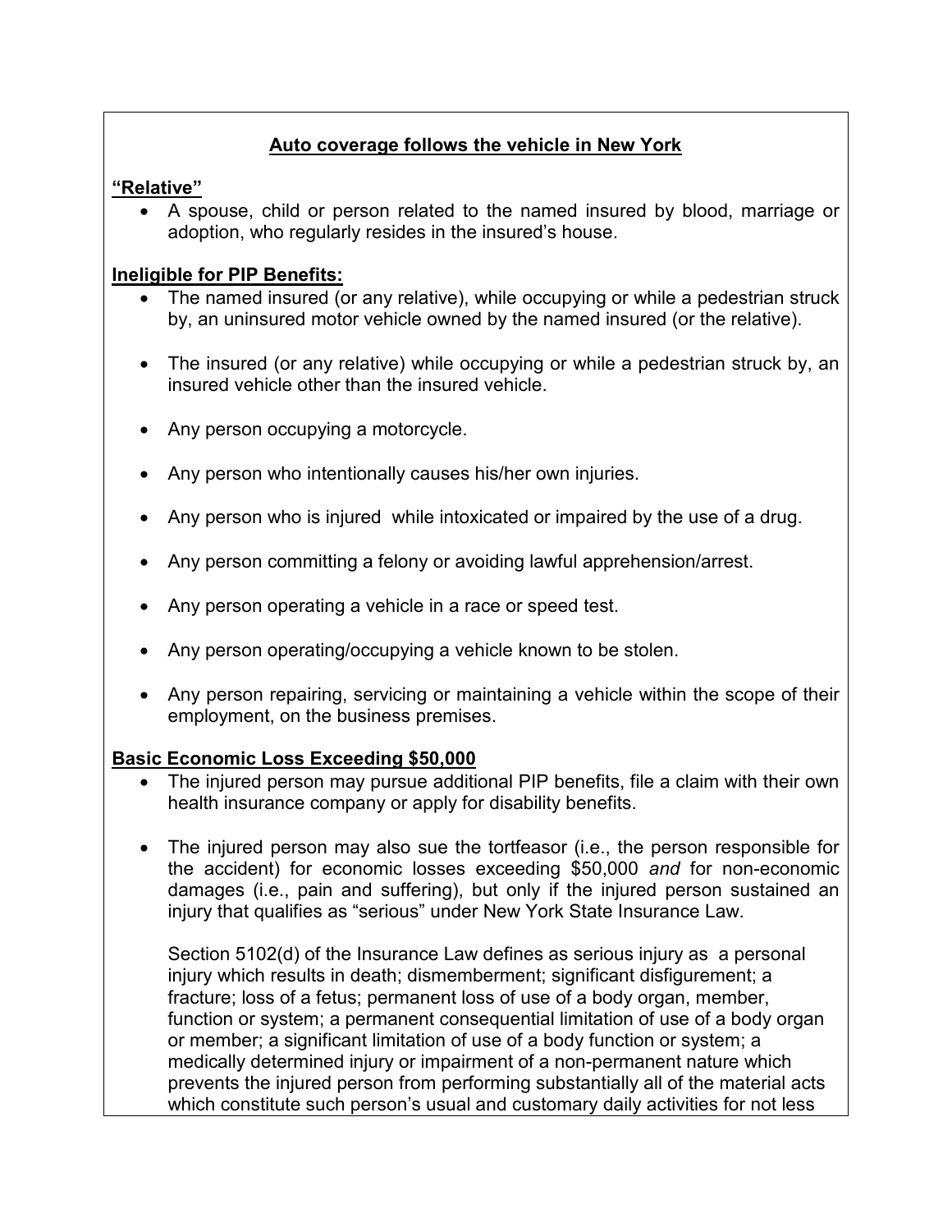**Auto coverage follows the vehicle in New York**

**"Relative"**

- A spouse, child or person related to the named insured by blood, marriage or adoption, who regularly resides in the insured's house.

**Ineligible for PIP Benefits:**

- The named insured (or any relative), while occupying or while a pedestrian struck by, an uninsured motor vehicle owned by the named insured (or the relative).

- The insured (or any relative) while occupying or while a pedestrian struck by, an insured vehicle other than the insured vehicle.

- Any person occupying a motorcycle.

- Any person who intentionally causes his/her own injuries.

- Any person who is injured while intoxicated or impaired by the use of a drug.

- Any person committing a felony or avoiding lawful apprehension/arrest.

- Any person operating a vehicle in a race or speed test.

- Any person operating/occupying a vehicle known to be stolen.

- Any person repairing, servicing or maintaining a vehicle within the scope of their employment, on the business premises.

**Basic Economic Loss Exceeding $50,000**

- The injured person may pursue additional PIP benefits, file a claim with their own health insurance company or apply for disability benefits.

- The injured person may also sue the tortfeasor (i.e., the person responsible for the accident) for economic losses exceeding $50,000 *and* for non-economic damages (i.e., pain and suffering), but only if the injured person sustained an injury that qualifies as "serious" under New York State Insurance Law.

  Section 5102(d) of the Insurance Law defines as serious injury as a personal injury which results in death; dismemberment; significant disfigurement; a fracture; loss of a fetus; permanent loss of use of a body organ, member, function or system; a permanent consequential limitation of use of a body organ or member; a significant limitation of use of a body function or system; a medically determined injury or impairment of a non-permanent nature which prevents the injured person from performing substantially all of the material acts which constitute such person's usual and customary daily activities for not less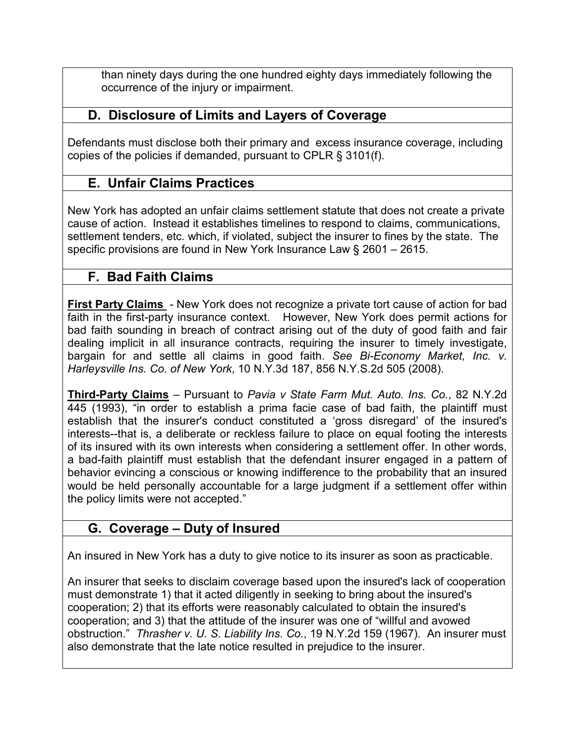than ninety days during the one hundred eighty days immediately following the occurrence of the injury or impairment.

## D. Disclosure of Limits and Layers of Coverage

Defendants must disclose both their primary and excess insurance coverage, including copies of the policies if demanded, pursuant to CPLR § 3101(f).

## E. Unfair Claims Practices

New York has adopted an unfair claims settlement statute that does not create a private cause of action. Instead it establishes timelines to respond to claims, communications, settlement tenders, etc. which, if violated, subject the insurer to fines by the state. The specific provisions are found in New York Insurance Law § 2601 – 2615.

## F. Bad Faith Claims

**First Party Claims** - New York does not recognize a private tort cause of action for bad faith in the first-party insurance context. However, New York does permit actions for bad faith sounding in breach of contract arising out of the duty of good faith and fair dealing implicit in all insurance contracts, requiring the insurer to timely investigate, bargain for and settle all claims in good faith. *See Bi-Economy Market, Inc. v. Harleysville Ins. Co. of New York*, 10 N.Y.3d 187, 856 N.Y.S.2d 505 (2008).

**Third-Party Claims** – Pursuant to *Pavia v State Farm Mut. Auto. Ins. Co.*, 82 N.Y.2d 445 (1993), "in order to establish a prima facie case of bad faith, the plaintiff must establish that the insurer's conduct constituted a 'gross disregard' of the insured's interests--that is, a deliberate or reckless failure to place on equal footing the interests of its insured with its own interests when considering a settlement offer. In other words, a bad-faith plaintiff must establish that the defendant insurer engaged in a pattern of behavior evincing a conscious or knowing indifference to the probability that an insured would be held personally accountable for a large judgment if a settlement offer within the policy limits were not accepted."

## G. Coverage – Duty of Insured

An insured in New York has a duty to give notice to its insurer as soon as practicable.

An insurer that seeks to disclaim coverage based upon the insured's lack of cooperation must demonstrate 1) that it acted diligently in seeking to bring about the insured's cooperation; 2) that its efforts were reasonably calculated to obtain the insured's cooperation; and 3) that the attitude of the insurer was one of "willful and avowed obstruction." *Thrasher v. U. S. Liability Ins. Co.*, 19 N.Y.2d 159 (1967). An insurer must also demonstrate that the late notice resulted in prejudice to the insurer.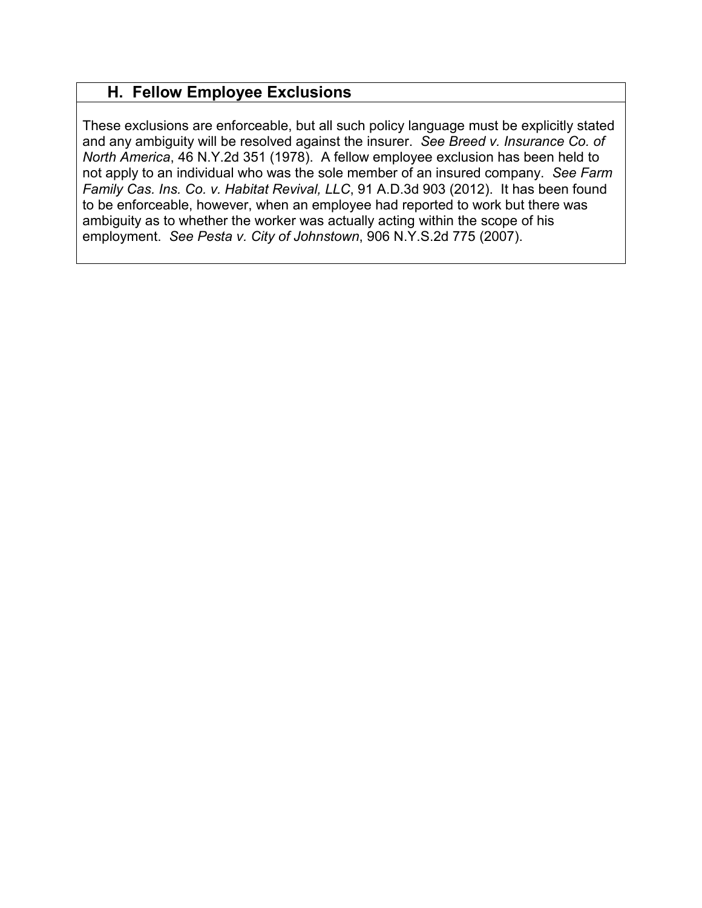### H. Fellow Employee Exclusions

These exclusions are enforceable, but all such policy language must be explicitly stated and any ambiguity will be resolved against the insurer. *See Breed v. Insurance Co. of North America*, 46 N.Y.2d 351 (1978). A fellow employee exclusion has been held to not apply to an individual who was the sole member of an insured company. *See Farm Family Cas. Ins. Co. v. Habitat Revival, LLC*, 91 A.D.3d 903 (2012). It has been found to be enforceable, however, when an employee had reported to work but there was ambiguity as to whether the worker was actually acting within the scope of his employment. *See Pesta v. City of Johnstown*, 906 N.Y.S.2d 775 (2007).